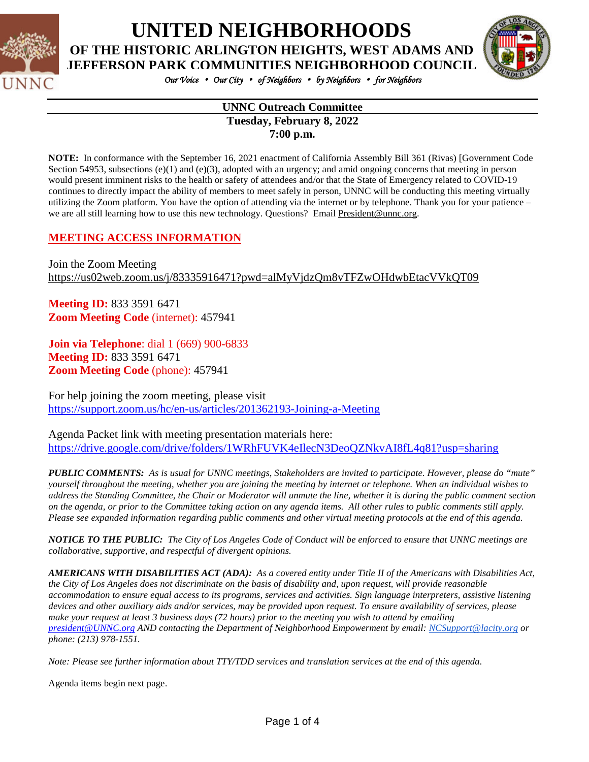# UNITED NEIGHBORHOODS

## OF THE HISTORIC ARLINGTON HEIGHTS, WEST ADAMS AND JEFFERSON PARK COMMUNITIES NEIGHBORHOOD COUNCIL

*Our Voice • Our City • of Neighbors • by Neighbors • for Neighbors*

**UNNC Outreach Committee**
**Tuesday, February 8, 2022**
**7:00 p.m.**

**NOTE:** In conformance with the September 16, 2021 enactment of California Assembly Bill 361 (Rivas) [Government Code Section 54953, subsections (e)(1) and (e)(3), adopted with an urgency; and amid ongoing concerns that meeting in person would present imminent risks to the health or safety of attendees and/or that the State of Emergency related to COVID-19 continues to directly impact the ability of members to meet safely in person, UNNC will be conducting this meeting virtually utilizing the Zoom platform. You have the option of attending via the internet or by telephone. Thank you for your patience – we are all still learning how to use this new technology. Questions? Email President@unnc.org.

## MEETING ACCESS INFORMATION

Join the Zoom Meeting
https://us02web.zoom.us/j/83335916471?pwd=alMyVjdzQm8vTFZwOHdwbEtacVVkQT09

**Meeting ID:** 833 3591 6471
**Zoom Meeting Code** (internet): 457941

**Join via Telephone**: dial 1 (669) 900-6833
**Meeting ID:** 833 3591 6471
**Zoom Meeting Code** (phone): 457941

For help joining the zoom meeting, please visit
https://support.zoom.us/hc/en-us/articles/201362193-Joining-a-Meeting

Agenda Packet link with meeting presentation materials here:
https://drive.google.com/drive/folders/1WRhFUVK4eIlecN3DeoQZNkvAI8fL4q81?usp=sharing

***PUBLIC COMMENTS:*** *As is usual for UNNC meetings, Stakeholders are invited to participate. However, please do "mute" yourself throughout the meeting, whether you are joining the meeting by internet or telephone. When an individual wishes to address the Standing Committee, the Chair or Moderator will unmute the line, whether it is during the public comment section on the agenda, or prior to the Committee taking action on any agenda items. All other rules to public comments still apply. Please see expanded information regarding public comments and other virtual meeting protocols at the end of this agenda.*

***NOTICE TO THE PUBLIC:*** *The City of Los Angeles Code of Conduct will be enforced to ensure that UNNC meetings are collaborative, supportive, and respectful of divergent opinions.*

***AMERICANS WITH DISABILITIES ACT (ADA):*** *As a covered entity under Title II of the Americans with Disabilities Act, the City of Los Angeles does not discriminate on the basis of disability and, upon request, will provide reasonable accommodation to ensure equal access to its programs, services and activities. Sign language interpreters, assistive listening devices and other auxiliary aids and/or services, may be provided upon request. To ensure availability of services, please make your request at least 3 business days (72 hours) prior to the meeting you wish to attend by emailing president@UNNC.org AND contacting the Department of Neighborhood Empowerment by email: NCSupport@lacity.org or phone: (213) 978-1551.*

*Note: Please see further information about TTY/TDD services and translation services at the end of this agenda.*

Agenda items begin next page.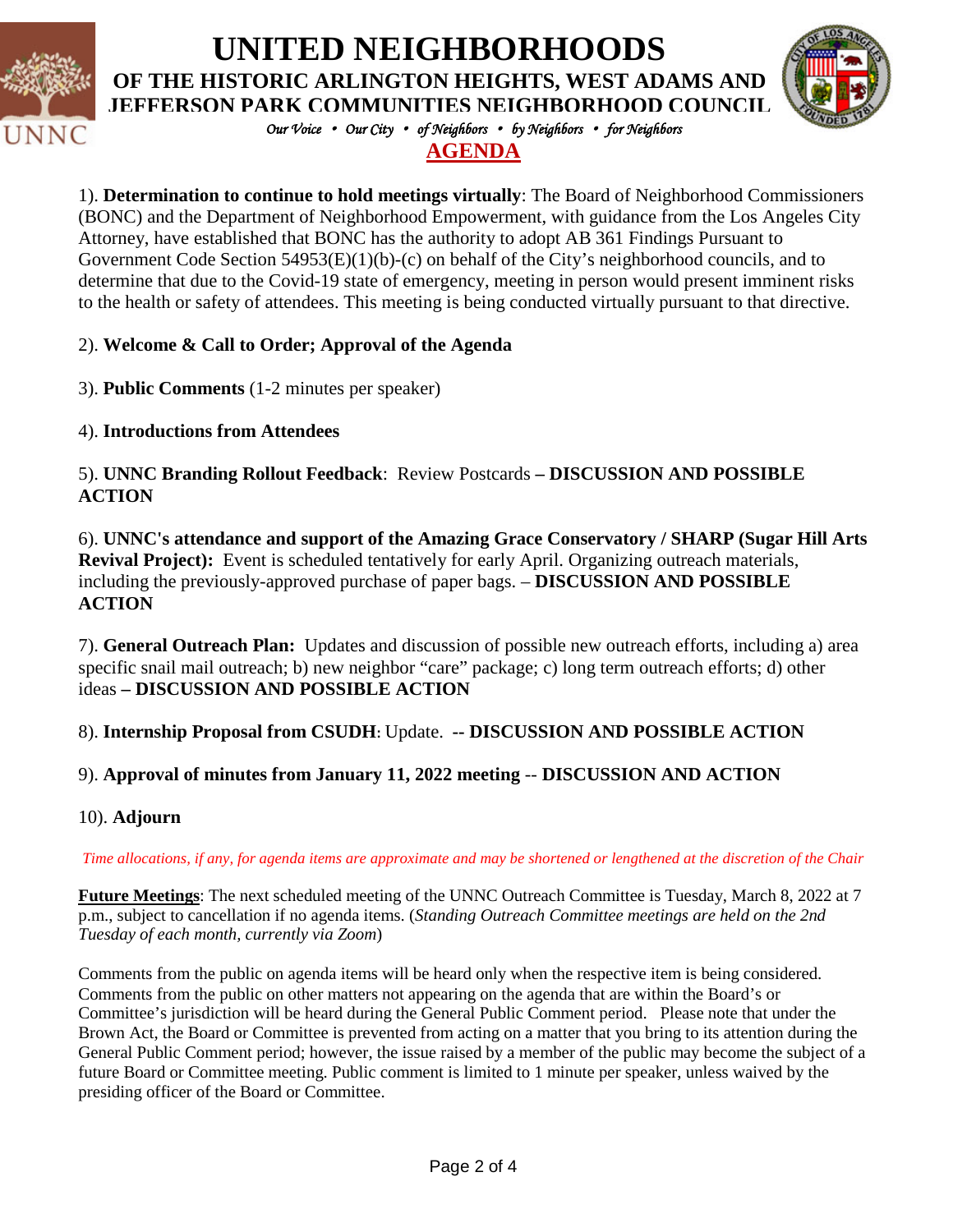# UNITED NEIGHBORHOODS

## OF THE HISTORIC ARLINGTON HEIGHTS, WEST ADAMS AND JEFFERSON PARK COMMUNITIES NEIGHBORHOOD COUNCIL

*Our Voice • Our City • of Neighbors • by Neighbors • for Neighbors*

## AGENDA

1). **Determination to continue to hold meetings virtually**: The Board of Neighborhood Commissioners (BONC) and the Department of Neighborhood Empowerment, with guidance from the Los Angeles City Attorney, have established that BONC has the authority to adopt AB 361 Findings Pursuant to Government Code Section 54953(E)(1)(b)-(c) on behalf of the City's neighborhood councils, and to determine that due to the Covid-19 state of emergency, meeting in person would present imminent risks to the health or safety of attendees. This meeting is being conducted virtually pursuant to that directive.

2). **Welcome & Call to Order; Approval of the Agenda**

3). **Public Comments** (1-2 minutes per speaker)

4). **Introductions from Attendees**

5). **UNNC Branding Rollout Feedback**: Review Postcards **– DISCUSSION AND POSSIBLE ACTION**

6). **UNNC's attendance and support of the Amazing Grace Conservatory / SHARP (Sugar Hill Arts Revival Project):** Event is scheduled tentatively for early April. Organizing outreach materials, including the previously-approved purchase of paper bags. – **DISCUSSION AND POSSIBLE ACTION**

7). **General Outreach Plan:** Updates and discussion of possible new outreach efforts, including a) area specific snail mail outreach; b) new neighbor "care" package; c) long term outreach efforts; d) other ideas **– DISCUSSION AND POSSIBLE ACTION**

8). **Internship Proposal from CSUDH**: Update. **-- DISCUSSION AND POSSIBLE ACTION**

9). **Approval of minutes from January 11, 2022 meeting** -- **DISCUSSION AND ACTION**

10). **Adjourn**

*Time allocations, if any, for agenda items are approximate and may be shortened or lengthened at the discretion of the Chair*

**Future Meetings**: The next scheduled meeting of the UNNC Outreach Committee is Tuesday, March 8, 2022 at 7 p.m., subject to cancellation if no agenda items. (*Standing Outreach Committee meetings are held on the 2nd Tuesday of each month, currently via Zoom*)

Comments from the public on agenda items will be heard only when the respective item is being considered. Comments from the public on other matters not appearing on the agenda that are within the Board's or Committee's jurisdiction will be heard during the General Public Comment period. Please note that under the Brown Act, the Board or Committee is prevented from acting on a matter that you bring to its attention during the General Public Comment period; however, the issue raised by a member of the public may become the subject of a future Board or Committee meeting. Public comment is limited to 1 minute per speaker, unless waived by the presiding officer of the Board or Committee.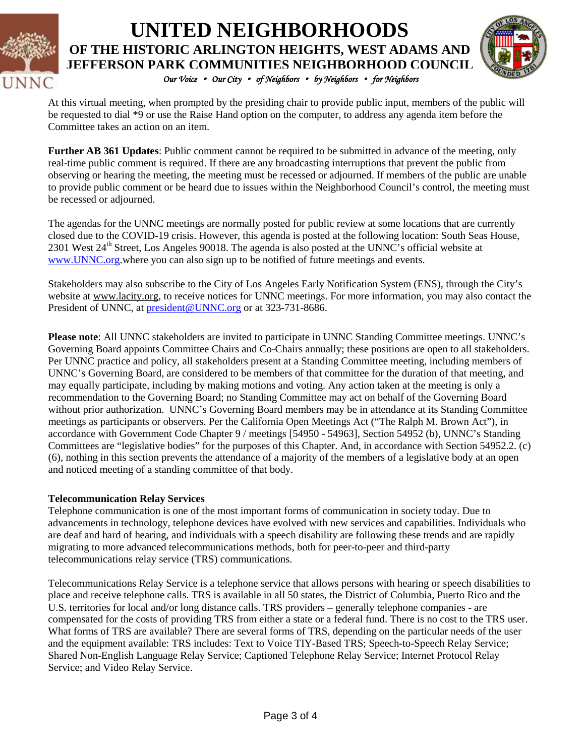At this virtual meeting, when prompted by the presiding chair to provide public input, members of the public will be requested to dial *9 or use the Raise Hand option on the computer, to address any agenda item before the Committee takes an action on an item.

**Further AB 361 Updates**: Public comment cannot be required to be submitted in advance of the meeting, only real-time public comment is required. If there are any broadcasting interruptions that prevent the public from observing or hearing the meeting, the meeting must be recessed or adjourned. If members of the public are unable to provide public comment or be heard due to issues within the Neighborhood Council's control, the meeting must be recessed or adjourned.

The agendas for the UNNC meetings are normally posted for public review at some locations that are currently closed due to the COVID-19 crisis. However, this agenda is posted at the following location: South Seas House, 2301 West 24th Street, Los Angeles 90018. The agenda is also posted at the UNNC's official website at www.UNNC.org.where you can also sign up to be notified of future meetings and events.

Stakeholders may also subscribe to the City of Los Angeles Early Notification System (ENS), through the City's website at www.lacity.org, to receive notices for UNNC meetings. For more information, you may also contact the President of UNNC, at president@UNNC.org or at 323-731-8686.

**Please note**: All UNNC stakeholders are invited to participate in UNNC Standing Committee meetings. UNNC's Governing Board appoints Committee Chairs and Co-Chairs annually; these positions are open to all stakeholders. Per UNNC practice and policy, all stakeholders present at a Standing Committee meeting, including members of UNNC's Governing Board, are considered to be members of that committee for the duration of that meeting, and may equally participate, including by making motions and voting. Any action taken at the meeting is only a recommendation to the Governing Board; no Standing Committee may act on behalf of the Governing Board without prior authorization. UNNC's Governing Board members may be in attendance at its Standing Committee meetings as participants or observers. Per the California Open Meetings Act ("The Ralph M. Brown Act"), in accordance with Government Code Chapter 9 / meetings [54950 - 54963], Section 54952 (b), UNNC's Standing Committees are "legislative bodies" for the purposes of this Chapter. And, in accordance with Section 54952.2. (c)(6), nothing in this section prevents the attendance of a majority of the members of a legislative body at an open and noticed meeting of a standing committee of that body.

**Telecommunication Relay Services**

Telephone communication is one of the most important forms of communication in society today. Due to advancements in technology, telephone devices have evolved with new services and capabilities. Individuals who are deaf and hard of hearing, and individuals with a speech disability are following these trends and are rapidly migrating to more advanced telecommunications methods, both for peer-to-peer and third-party telecommunications relay service (TRS) communications.

Telecommunications Relay Service is a telephone service that allows persons with hearing or speech disabilities to place and receive telephone calls. TRS is available in all 50 states, the District of Columbia, Puerto Rico and the U.S. territories for local and/or long distance calls. TRS providers – generally telephone companies - are compensated for the costs of providing TRS from either a state or a federal fund. There is no cost to the TRS user. What forms of TRS are available? There are several forms of TRS, depending on the particular needs of the user and the equipment available: TRS includes: Text to Voice TIY-Based TRS; Speech-to-Speech Relay Service; Shared Non-English Language Relay Service; Captioned Telephone Relay Service; Internet Protocol Relay Service; and Video Relay Service.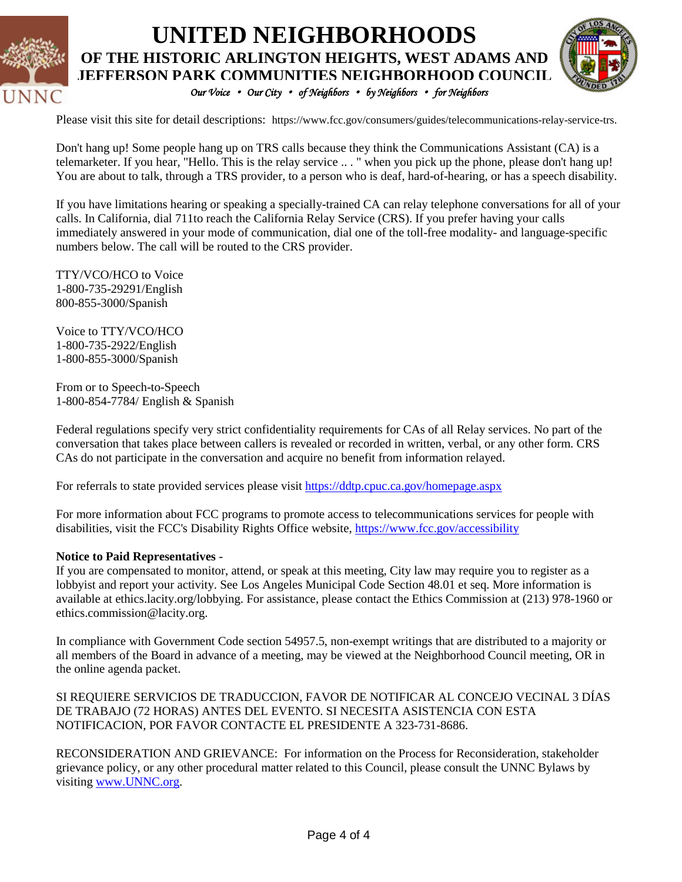Please visit this site for detail descriptions: https://www.fcc.gov/consumers/guides/telecommunications-relay-service-trs.

Don't hang up! Some people hang up on TRS calls because they think the Communications Assistant (CA) is a telemarketer. If you hear, "Hello. This is the relay service .. . " when you pick up the phone, please don't hang up! You are about to talk, through a TRS provider, to a person who is deaf, hard-of-hearing, or has a speech disability.

If you have limitations hearing or speaking a specially-trained CA can relay telephone conversations for all of your calls. In California, dial 711to reach the California Relay Service (CRS). If you prefer having your calls immediately answered in your mode of communication, dial one of the toll-free modality- and language-specific numbers below. The call will be routed to the CRS provider.

TTY/VCO/HCO to Voice
1-800-735-29291/English
800-855-3000/Spanish

Voice to TTY/VCO/HCO
1-800-735-2922/English
1-800-855-3000/Spanish

From or to Speech-to-Speech
1-800-854-7784/ English & Spanish

Federal regulations specify very strict confidentiality requirements for CAs of all Relay services. No part of the conversation that takes place between callers is revealed or recorded in written, verbal, or any other form. CRS CAs do not participate in the conversation and acquire no benefit from information relayed.

For referrals to state provided services please visit https://ddtp.cpuc.ca.gov/homepage.aspx

For more information about FCC programs to promote access to telecommunications services for people with disabilities, visit the FCC's Disability Rights Office website, https://www.fcc.gov/accessibility

**Notice to Paid Representatives** -
If you are compensated to monitor, attend, or speak at this meeting, City law may require you to register as a lobbyist and report your activity. See Los Angeles Municipal Code Section 48.01 et seq. More information is available at ethics.lacity.org/lobbying. For assistance, please contact the Ethics Commission at (213) 978-1960 or ethics.commission@lacity.org.

In compliance with Government Code section 54957.5, non-exempt writings that are distributed to a majority or all members of the Board in advance of a meeting, may be viewed at the Neighborhood Council meeting, OR in the online agenda packet.

SI REQUIERE SERVICIOS DE TRADUCCION, FAVOR DE NOTIFICAR AL CONCEJO VECINAL 3 DÍAS DE TRABAJO (72 HORAS) ANTES DEL EVENTO. SI NECESITA ASISTENCIA CON ESTA NOTIFICACION, POR FAVOR CONTACTE EL PRESIDENTE A 323-731-8686.

RECONSIDERATION AND GRIEVANCE: For information on the Process for Reconsideration, stakeholder grievance policy, or any other procedural matter related to this Council, please consult the UNNC Bylaws by visiting www.UNNC.org.